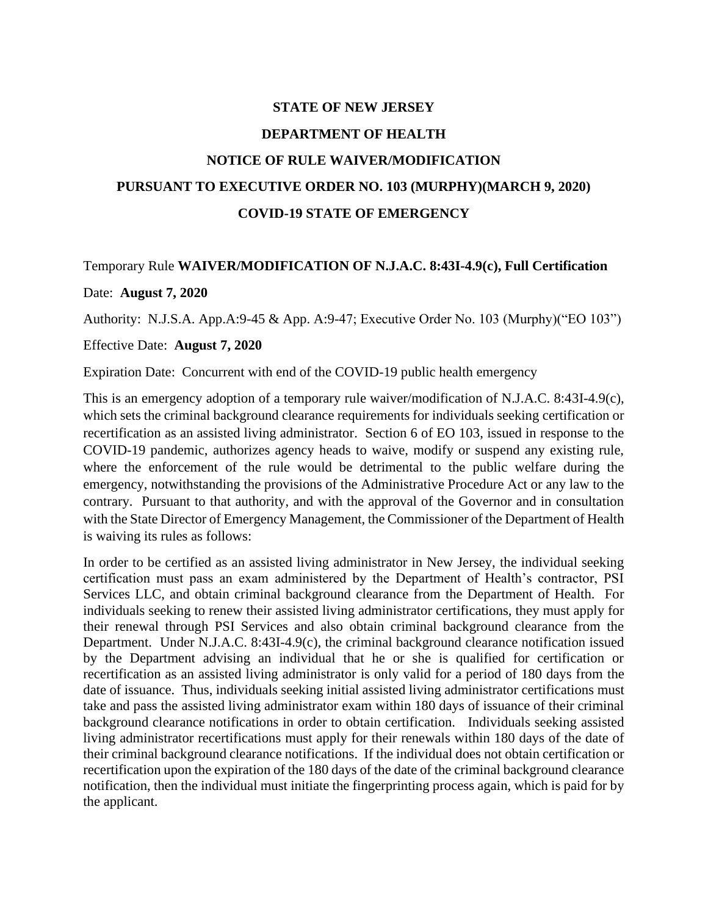# STATE OF NEW JERSEY

## DEPARTMENT OF HEALTH

## NOTICE OF RULE WAIVER/MODIFICATION

## PURSUANT TO EXECUTIVE ORDER NO. 103 (MURPHY)(MARCH 9, 2020)

## COVID-19 STATE OF EMERGENCY

Temporary Rule **WAIVER/MODIFICATION OF N.J.A.C. 8:43I-4.9(c), Full Certification**

Date: **August 7, 2020**

Authority: N.J.S.A. App.A:9-45 & App. A:9-47; Executive Order No. 103 (Murphy)("EO 103")

Effective Date: **August 7, 2020**

Expiration Date: Concurrent with end of the COVID-19 public health emergency

This is an emergency adoption of a temporary rule waiver/modification of N.J.A.C. 8:43I-4.9(c), which sets the criminal background clearance requirements for individuals seeking certification or recertification as an assisted living administrator. Section 6 of EO 103, issued in response to the COVID-19 pandemic, authorizes agency heads to waive, modify or suspend any existing rule, where the enforcement of the rule would be detrimental to the public welfare during the emergency, notwithstanding the provisions of the Administrative Procedure Act or any law to the contrary. Pursuant to that authority, and with the approval of the Governor and in consultation with the State Director of Emergency Management, the Commissioner of the Department of Health is waiving its rules as follows:

In order to be certified as an assisted living administrator in New Jersey, the individual seeking certification must pass an exam administered by the Department of Health's contractor, PSI Services LLC, and obtain criminal background clearance from the Department of Health. For individuals seeking to renew their assisted living administrator certifications, they must apply for their renewal through PSI Services and also obtain criminal background clearance from the Department. Under N.J.A.C. 8:43I-4.9(c), the criminal background clearance notification issued by the Department advising an individual that he or she is qualified for certification or recertification as an assisted living administrator is only valid for a period of 180 days from the date of issuance. Thus, individuals seeking initial assisted living administrator certifications must take and pass the assisted living administrator exam within 180 days of issuance of their criminal background clearance notifications in order to obtain certification. Individuals seeking assisted living administrator recertifications must apply for their renewals within 180 days of the date of their criminal background clearance notifications. If the individual does not obtain certification or recertification upon the expiration of the 180 days of the date of the criminal background clearance notification, then the individual must initiate the fingerprinting process again, which is paid for by the applicant.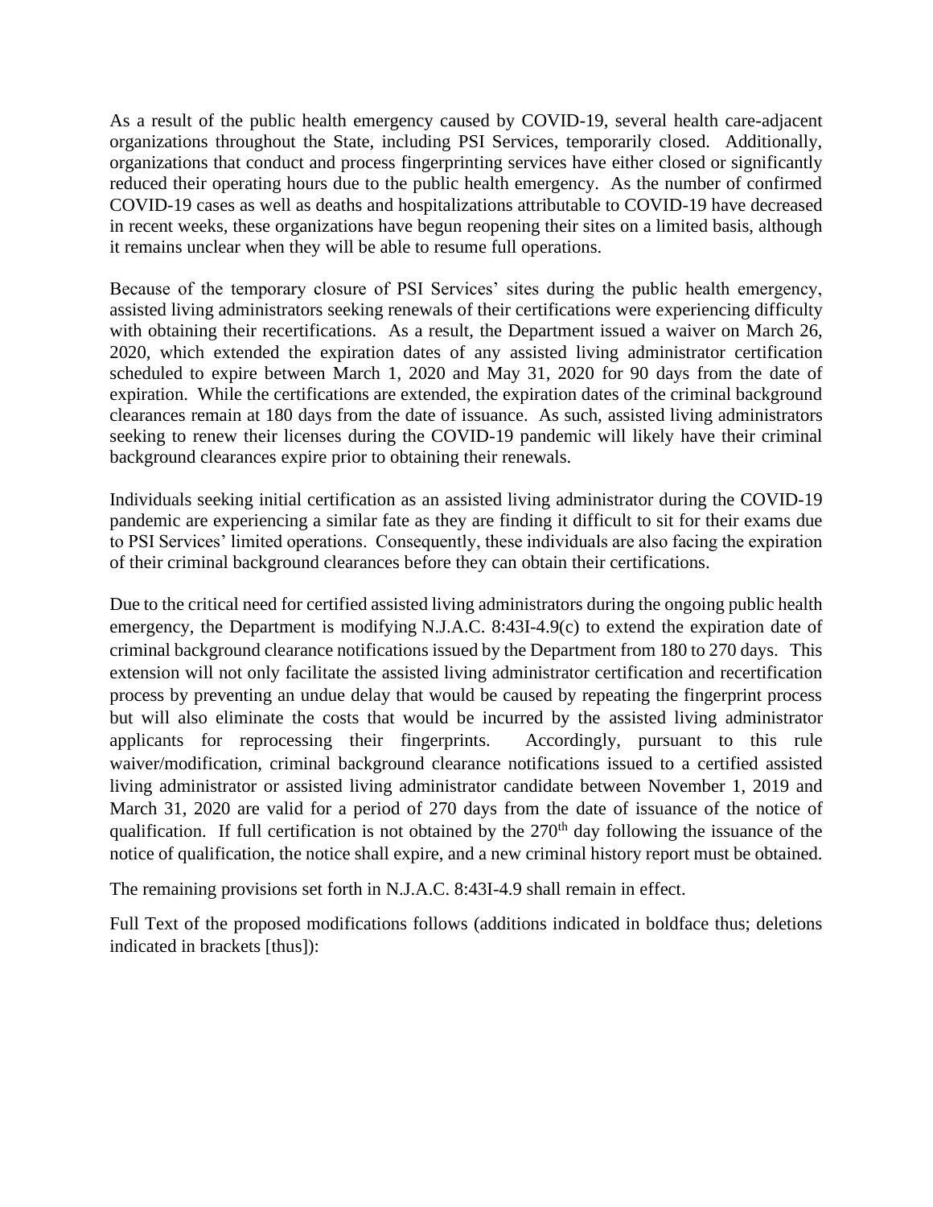As a result of the public health emergency caused by COVID-19, several health care-adjacent organizations throughout the State, including PSI Services, temporarily closed. Additionally, organizations that conduct and process fingerprinting services have either closed or significantly reduced their operating hours due to the public health emergency. As the number of confirmed COVID-19 cases as well as deaths and hospitalizations attributable to COVID-19 have decreased in recent weeks, these organizations have begun reopening their sites on a limited basis, although it remains unclear when they will be able to resume full operations.

Because of the temporary closure of PSI Services' sites during the public health emergency, assisted living administrators seeking renewals of their certifications were experiencing difficulty with obtaining their recertifications. As a result, the Department issued a waiver on March 26, 2020, which extended the expiration dates of any assisted living administrator certification scheduled to expire between March 1, 2020 and May 31, 2020 for 90 days from the date of expiration. While the certifications are extended, the expiration dates of the criminal background clearances remain at 180 days from the date of issuance. As such, assisted living administrators seeking to renew their licenses during the COVID-19 pandemic will likely have their criminal background clearances expire prior to obtaining their renewals.

Individuals seeking initial certification as an assisted living administrator during the COVID-19 pandemic are experiencing a similar fate as they are finding it difficult to sit for their exams due to PSI Services' limited operations. Consequently, these individuals are also facing the expiration of their criminal background clearances before they can obtain their certifications.

Due to the critical need for certified assisted living administrators during the ongoing public health emergency, the Department is modifying N.J.A.C. 8:43I-4.9(c) to extend the expiration date of criminal background clearance notifications issued by the Department from 180 to 270 days. This extension will not only facilitate the assisted living administrator certification and recertification process by preventing an undue delay that would be caused by repeating the fingerprint process but will also eliminate the costs that would be incurred by the assisted living administrator applicants for reprocessing their fingerprints. Accordingly, pursuant to this rule waiver/modification, criminal background clearance notifications issued to a certified assisted living administrator or assisted living administrator candidate between November 1, 2019 and March 31, 2020 are valid for a period of 270 days from the date of issuance of the notice of qualification. If full certification is not obtained by the 270th day following the issuance of the notice of qualification, the notice shall expire, and a new criminal history report must be obtained.

The remaining provisions set forth in N.J.A.C. 8:43I-4.9 shall remain in effect.

Full Text of the proposed modifications follows (additions indicated in boldface thus; deletions indicated in brackets [thus]):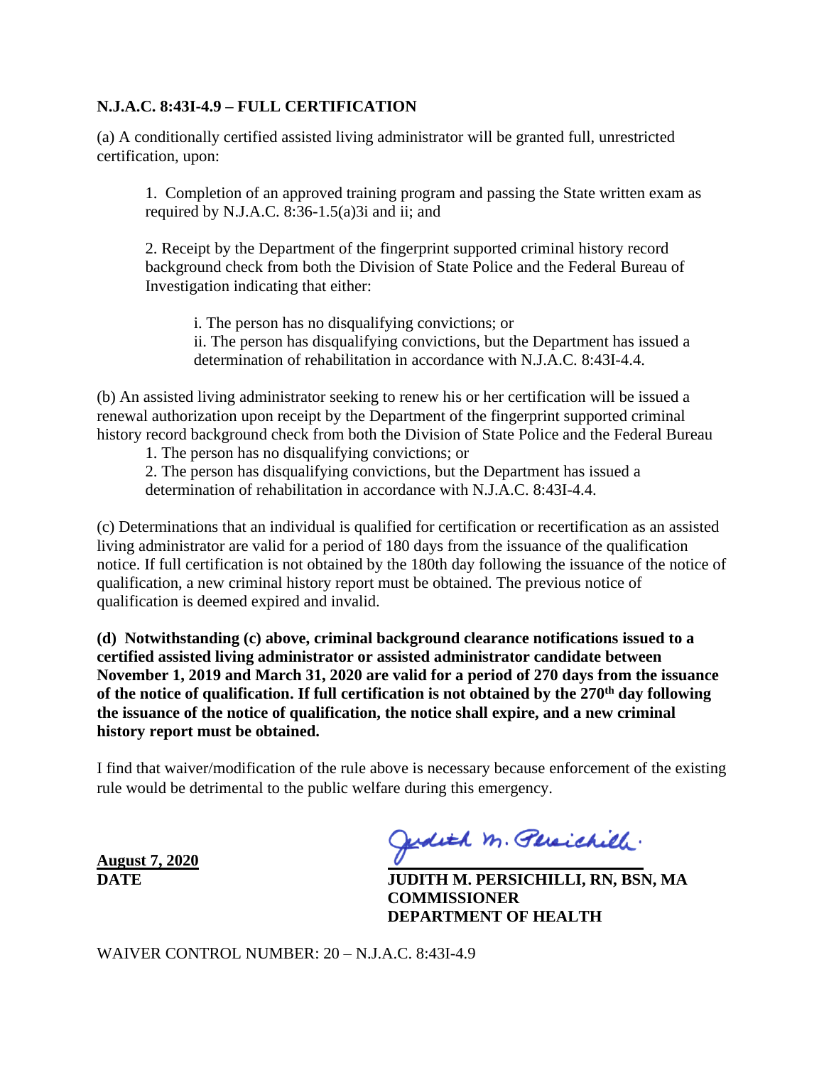## N.J.A.C. 8:43I-4.9 – FULL CERTIFICATION

(a) A conditionally certified assisted living administrator will be granted full, unrestricted certification, upon:

1. Completion of an approved training program and passing the State written exam as required by N.J.A.C. 8:36-1.5(a)3i and ii; and

2. Receipt by the Department of the fingerprint supported criminal history record background check from both the Division of State Police and the Federal Bureau of Investigation indicating that either:

   i. The person has no disqualifying convictions; or
   
   ii. The person has disqualifying convictions, but the Department has issued a determination of rehabilitation in accordance with N.J.A.C. 8:43I-4.4.

(b) An assisted living administrator seeking to renew his or her certification will be issued a renewal authorization upon receipt by the Department of the fingerprint supported criminal history record background check from both the Division of State Police and the Federal Bureau

1. The person has no disqualifying convictions; or
2. The person has disqualifying convictions, but the Department has issued a determination of rehabilitation in accordance with N.J.A.C. 8:43I-4.4.

(c) Determinations that an individual is qualified for certification or recertification as an assisted living administrator are valid for a period of 180 days from the issuance of the qualification notice. If full certification is not obtained by the 180th day following the issuance of the notice of qualification, a new criminal history report must be obtained. The previous notice of qualification is deemed expired and invalid.

**(d) Notwithstanding (c) above, criminal background clearance notifications issued to a certified assisted living administrator or assisted administrator candidate between November 1, 2019 and March 31, 2020 are valid for a period of 270 days from the issuance of the notice of qualification. If full certification is not obtained by the 270th day following the issuance of the notice of qualification, the notice shall expire, and a new criminal history report must be obtained.**

I find that waiver/modification of the rule above is necessary because enforcement of the existing rule would be detrimental to the public welfare during this emergency.

**August 7, 2020**
**DATE**

Judith M. Persichilli
**JUDITH M. PERSICHILLI, RN, BSN, MA**
**COMMISSIONER**
**DEPARTMENT OF HEALTH**

WAIVER CONTROL NUMBER: 20 – N.J.A.C. 8:43I-4.9